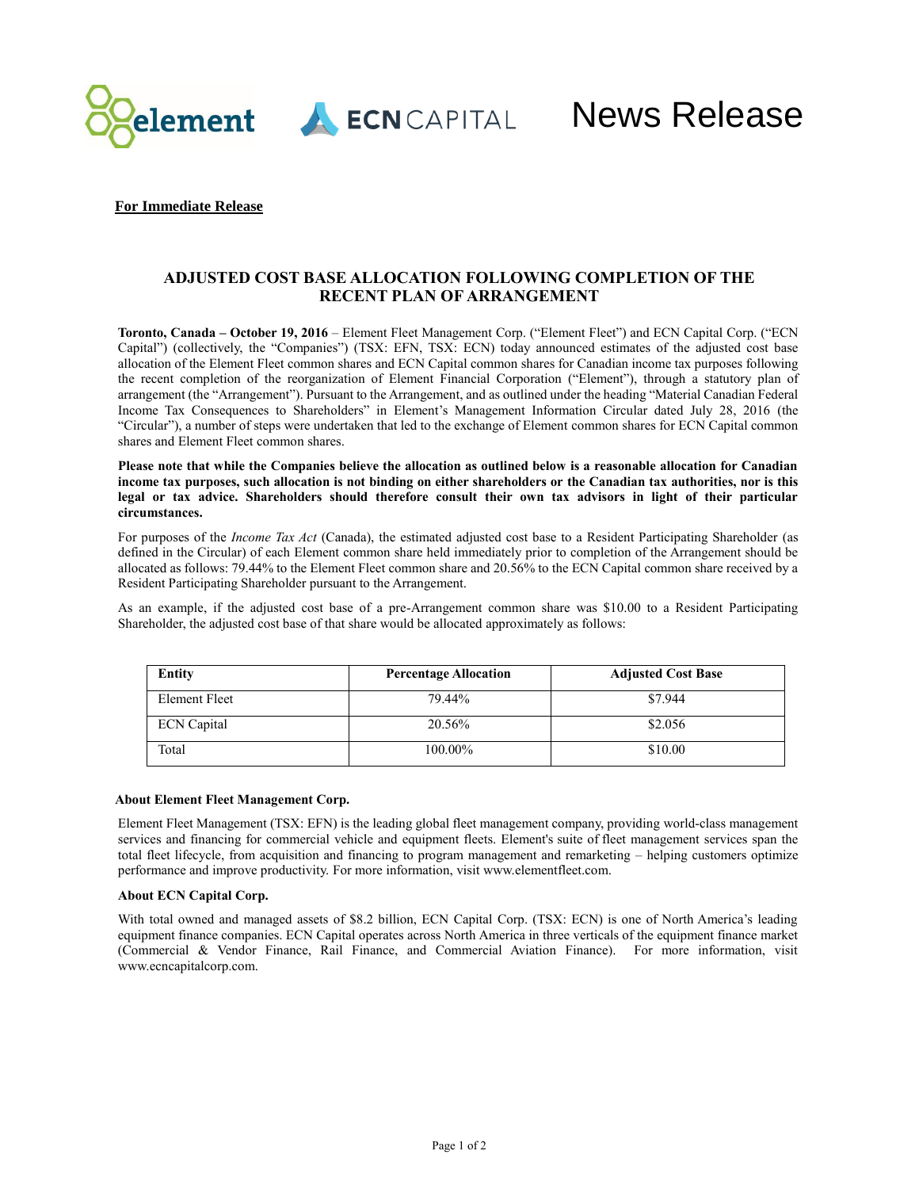# News Release

**For Immediate Release**

## ADJUSTED COST BASE ALLOCATION FOLLOWING COMPLETION OF THE RECENT PLAN OF ARRANGEMENT

**Toronto, Canada – October 19, 2016** – Element Fleet Management Corp. ("Element Fleet") and ECN Capital Corp. ("ECN Capital") (collectively, the "Companies") (TSX: EFN, TSX: ECN) today announced estimates of the adjusted cost base allocation of the Element Fleet common shares and ECN Capital common shares for Canadian income tax purposes following the recent completion of the reorganization of Element Financial Corporation ("Element"), through a statutory plan of arrangement (the "Arrangement"). Pursuant to the Arrangement, and as outlined under the heading "Material Canadian Federal Income Tax Consequences to Shareholders" in Element's Management Information Circular dated July 28, 2016 (the "Circular"), a number of steps were undertaken that led to the exchange of Element common shares for ECN Capital common shares and Element Fleet common shares.

**Please note that while the Companies believe the allocation as outlined below is a reasonable allocation for Canadian income tax purposes, such allocation is not binding on either shareholders or the Canadian tax authorities, nor is this legal or tax advice. Shareholders should therefore consult their own tax advisors in light of their particular circumstances.**

For purposes of the *Income Tax Act* (Canada), the estimated adjusted cost base to a Resident Participating Shareholder (as defined in the Circular) of each Element common share held immediately prior to completion of the Arrangement should be allocated as follows: 79.44% to the Element Fleet common share and 20.56% to the ECN Capital common share received by a Resident Participating Shareholder pursuant to the Arrangement.

As an example, if the adjusted cost base of a pre-Arrangement common share was $10.00 to a Resident Participating Shareholder, the adjusted cost base of that share would be allocated approximately as follows:

| Entity | Percentage Allocation | Adjusted Cost Base |
|---|---|---|
| Element Fleet | 79.44% | $7.944 |
| ECN Capital | 20.56% | $2.056 |
| Total | 100.00% | $10.00 |

### About Element Fleet Management Corp.

Element Fleet Management (TSX: EFN) is the leading global fleet management company, providing world-class management services and financing for commercial vehicle and equipment fleets. Element's suite of fleet management services span the total fleet lifecycle, from acquisition and financing to program management and remarketing – helping customers optimize performance and improve productivity. For more information, visit www.elementfleet.com.

### About ECN Capital Corp.

With total owned and managed assets of $8.2 billion, ECN Capital Corp. (TSX: ECN) is one of North America's leading equipment finance companies. ECN Capital operates across North America in three verticals of the equipment finance market (Commercial & Vendor Finance, Rail Finance, and Commercial Aviation Finance). For more information, visit www.ecncapitalcorp.com.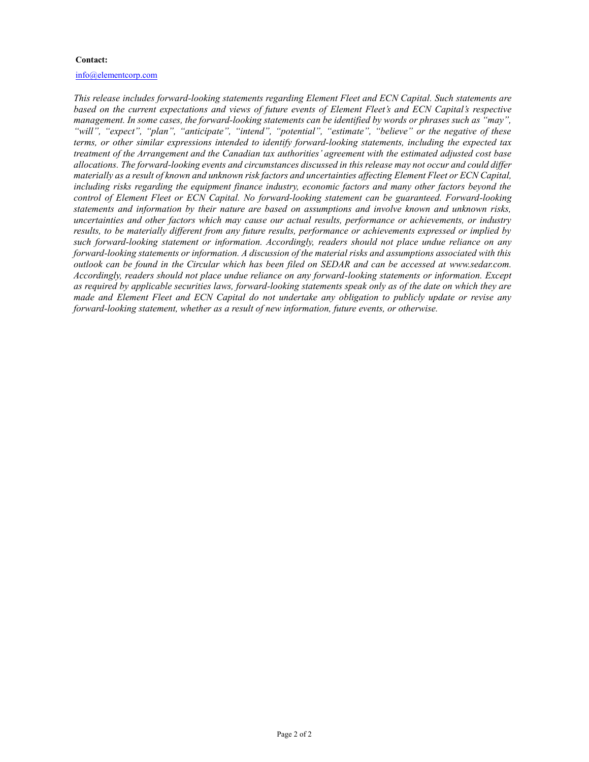**Contact:**

info@elementcorp.com

*This release includes forward-looking statements regarding Element Fleet and ECN Capital. Such statements are based on the current expectations and views of future events of Element Fleet's and ECN Capital's respective management. In some cases, the forward-looking statements can be identified by words or phrases such as "may", "will", "expect", "plan", "anticipate", "intend", "potential", "estimate", "believe" or the negative of these terms, or other similar expressions intended to identify forward-looking statements, including the expected tax treatment of the Arrangement and the Canadian tax authorities' agreement with the estimated adjusted cost base allocations. The forward-looking events and circumstances discussed in this release may not occur and could differ materially as a result of known and unknown risk factors and uncertainties affecting Element Fleet or ECN Capital, including risks regarding the equipment finance industry, economic factors and many other factors beyond the control of Element Fleet or ECN Capital. No forward-looking statement can be guaranteed. Forward-looking statements and information by their nature are based on assumptions and involve known and unknown risks, uncertainties and other factors which may cause our actual results, performance or achievements, or industry results, to be materially different from any future results, performance or achievements expressed or implied by such forward-looking statement or information. Accordingly, readers should not place undue reliance on any forward-looking statements or information. A discussion of the material risks and assumptions associated with this outlook can be found in the Circular which has been filed on SEDAR and can be accessed at www.sedar.com. Accordingly, readers should not place undue reliance on any forward-looking statements or information. Except as required by applicable securities laws, forward-looking statements speak only as of the date on which they are made and Element Fleet and ECN Capital do not undertake any obligation to publicly update or revise any forward-looking statement, whether as a result of new information, future events, or otherwise.*